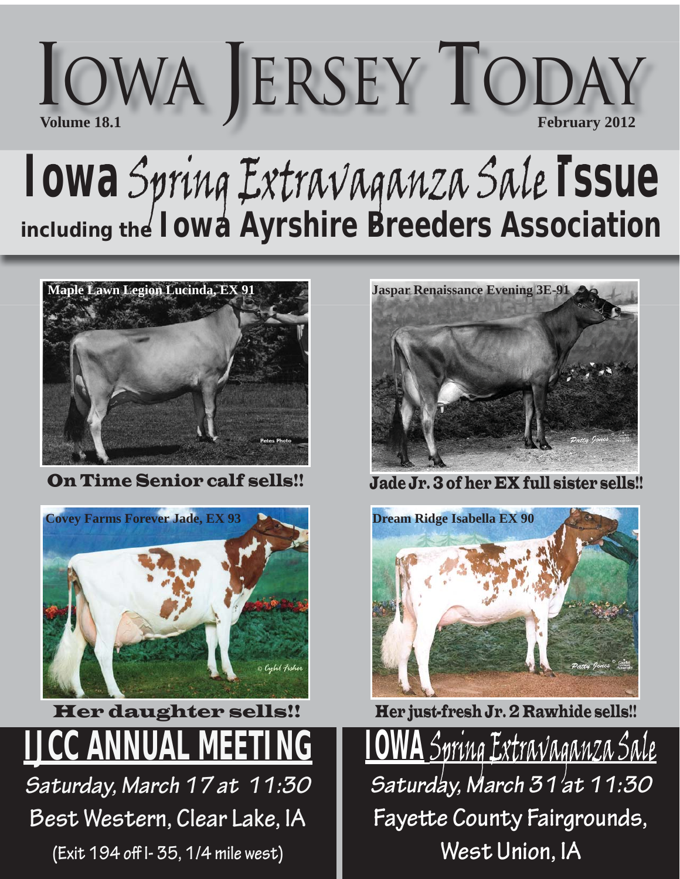# Iowa Jersey Today

Volume 18.1 February 2012

# Iowa Spring Extravaganza Sale Issue

## including the Iowa Ayrshire Breeders Association

Maple Lawn Legion Lucinda, EX 91

Petes Photo

**On Time Senior calf sells!!**

Jaspar Renaissance Evening 3E-91

Patty Jones

**Jade Jr. 3 of her EX full sister sells!!**

Covey Farms Forever Jade, EX 93

© Cyhl Fisher

**Her daughter sells!!**

Dream Ridge Isabella EX 90

Patty Jones

**Her just-fresh Jr. 2 Rawhide sells!!**

## IJCC ANNUAL MEETING

Saturday, March 17 at 11:30

Best Western, Clear Lake, IA

(Exit 194 off I-35, 1/4 mile west)

## IOWA Spring Extravaganza Sale

Saturday, March 31 at 11:30

Fayette County Fairgrounds,

West Union, IA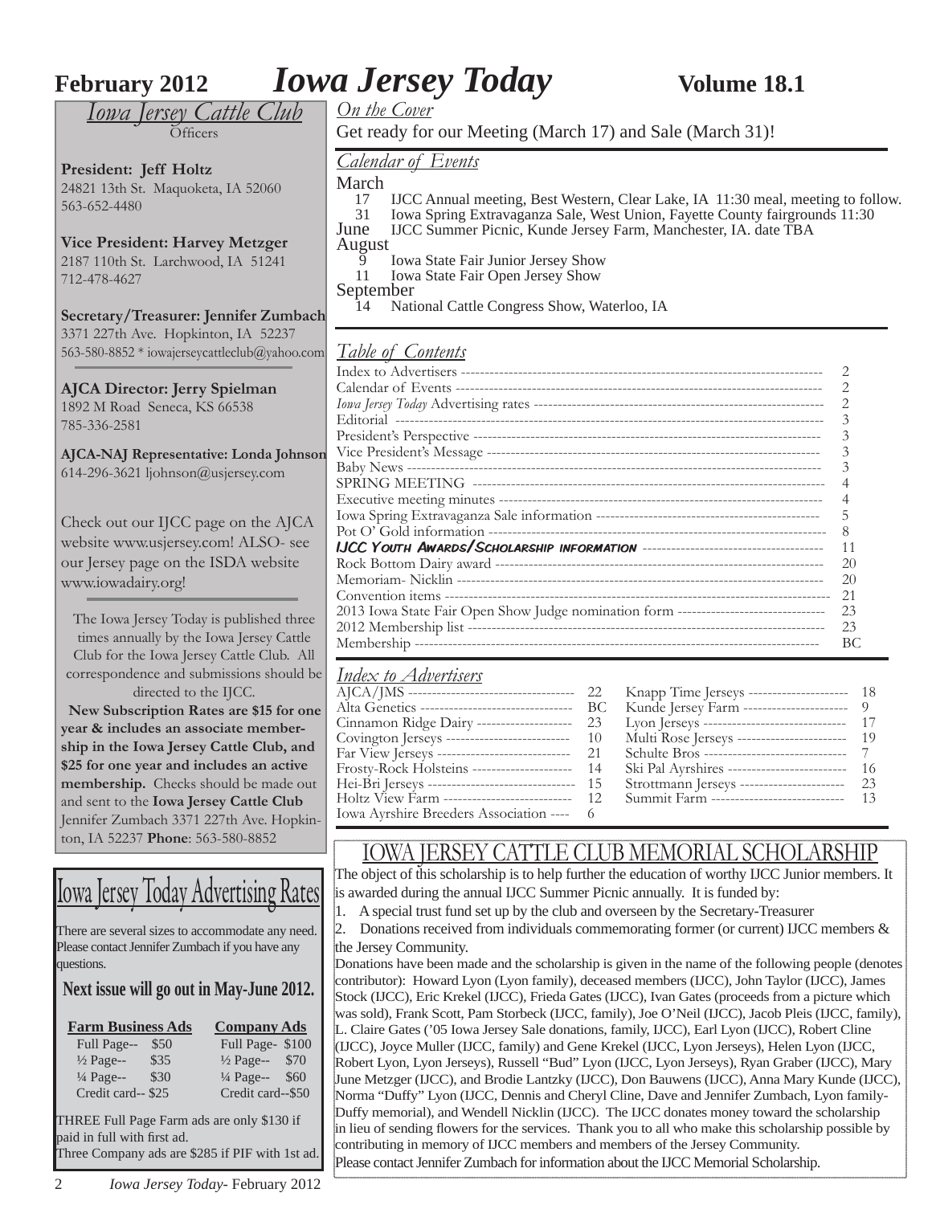# February 2012 *Iowa Jersey Today* Volume 18.1

## *Iowa Jersey Cattle Club*

Officers

**President: Jeff Holtz**
24821 13th St. Maquoketa, IA 52060
563-652-4480

**Vice President: Harvey Metzger**
2187 110th St. Larchwood, IA 51241
712-478-4627

**Secretary/Treasurer: Jennifer Zumbach**
3371 227th Ave. Hopkinton, IA 52237
563-580-8852 * iowajerseycattleclub@yahoo.com

**AJCA Director: Jerry Spielman**
1892 M Road Seneca, KS 66538
785-336-2581

**AJCA-NAJ Representative: Londa Johnson**
614-296-3621 ljohnson@usjersey.com

Check out our IJCC page on the AJCA website www.usjersey.com! ALSO- see our Jersey page on the ISDA website www.iowadairy.org!

The Iowa Jersey Today is published three times annually by the Iowa Jersey Cattle Club for the Iowa Jersey Cattle Club. All correspondence and submissions should be directed to the IJCC.

**New Subscription Rates are $15 for one year & includes an associate membership in the Iowa Jersey Cattle Club, and $25 for one year and includes an active membership.** Checks should be made out and sent to the **Iowa Jersey Cattle Club** Jennifer Zumbach 3371 227th Ave. Hopkinton, IA 52237 **Phone**: 563-580-8852

## Iowa Jersey Today Advertising Rates

There are several sizes to accommodate any need. Please contact Jennifer Zumbach if you have any questions.

**Next issue will go out in May-June 2012.**

| Farm Business Ads | | Company Ads | |
|---|---|---|---|
| Full Page-- | $50 | Full Page- | $100 |
| ½ Page-- | $35 | ½ Page-- | $70 |
| ¼ Page-- | $30 | ¼ Page-- | $60 |
| Credit card-- | $25 | Credit card-- | $50 |

THREE Full Page Farm ads are only $130 if paid in full with first ad.
Three Company ads are $285 if PIF with 1st ad.

## *On the Cover*

Get ready for our Meeting (March 17) and Sale (March 31)!

## *Calendar of Events*

**March**
- 17 IJCC Annual meeting, Best Western, Clear Lake, IA 11:30 meal, meeting to follow.
- 31 Iowa Spring Extravaganza Sale, West Union, Fayette County fairgrounds 11:30

**June** IJCC Summer Picnic, Kunde Jersey Farm, Manchester, IA. date TBA

**August**
- 9 Iowa State Fair Junior Jersey Show
- 11 Iowa State Fair Open Jersey Show

**September**
- 14 National Cattle Congress Show, Waterloo, IA

## *Table of Contents*

| | |
|---|---|
| Index to Advertisers | 2 |
| Calendar of Events | 2 |
| *Iowa Jersey Today* Advertising rates | 2 |
| Editorial | 3 |
| President's Perspective | 3 |
| Vice President's Message | 3 |
| Baby News | 3 |
| SPRING MEETING | 4 |
| Executive meeting minutes | 4 |
| Iowa Spring Extravaganza Sale information | 5 |
| Pot O' Gold information | 8 |
| **IJCC Youth Awards/Scholarship information** | 11 |
| Rock Bottom Dairy award | 20 |
| Memoriam- Nicklin | 20 |
| Convention items | 21 |
| 2013 Iowa State Fair Open Show Judge nomination form | 23 |
| 2012 Membership list | 23 |
| Membership | BC |

## *Index to Advertisers*

| | | | |
|---|---|---|---|
| AJCA/JMS | 22 | Knapp Time Jerseys | 18 |
| Alta Genetics | BC | Kunde Jersey Farm | 9 |
| Cinnamon Ridge Dairy | 23 | Lyon Jerseys | 17 |
| Covington Jerseys | 10 | Multi Rose Jerseys | 19 |
| Far View Jerseys | 21 | Schulte Bros | 7 |
| Frosty-Rock Holsteins | 14 | Ski Pal Ayrshires | 16 |
| Hei-Bri Jerseys | 15 | Strottmann Jerseys | 23 |
| Holtz View Farm | 12 | Summit Farm | 13 |
| Iowa Ayrshire Breeders Association | 6 | | |

## IOWA JERSEY CATTLE CLUB MEMORIAL SCHOLARSHIP

The object of this scholarship is to help further the education of worthy IJCC Junior members. It is awarded during the annual IJCC Summer Picnic annually. It is funded by:

1. A special trust fund set up by the club and overseen by the Secretary-Treasurer
2. Donations received from individuals commemorating former (or current) IJCC members & the Jersey Community.

Donations have been made and the scholarship is given in the name of the following people (denotes contributor): Howard Lyon (Lyon family), deceased members (IJCC), John Taylor (IJCC), James Stock (IJCC), Eric Krekel (IJCC), Frieda Gates (IJCC), Ivan Gates (proceeds from a picture which was sold), Frank Scott, Pam Storbeck (IJCC, family), Joe O'Neil (IJCC), Jacob Pleis (IJCC, family), L. Claire Gates ('05 Iowa Jersey Sale donations, family, IJCC), Earl Lyon (IJCC), Robert Cline (IJCC), Joyce Muller (IJCC, family) and Gene Krekel (IJCC, Lyon Jerseys), Helen Lyon (IJCC, Robert Lyon, Lyon Jerseys), Russell "Bud" Lyon (IJCC, Lyon Jerseys), Ryan Graber (IJCC), Mary June Metzger (IJCC), and Brodie Lantzky (IJCC), Don Bauwens (IJCC), Anna Mary Kunde (IJCC), Norma "Duffy" Lyon (IJCC, Dennis and Cheryl Cline, Dave and Jennifer Zumbach, Lyon family-Duffy memorial), and Wendell Nicklin (IJCC). The IJCC donates money toward the scholarship in lieu of sending flowers for the services. Thank you to all who make this scholarship possible by contributing in memory of IJCC members and members of the Jersey Community.

Please contact Jennifer Zumbach for information about the IJCC Memorial Scholarship.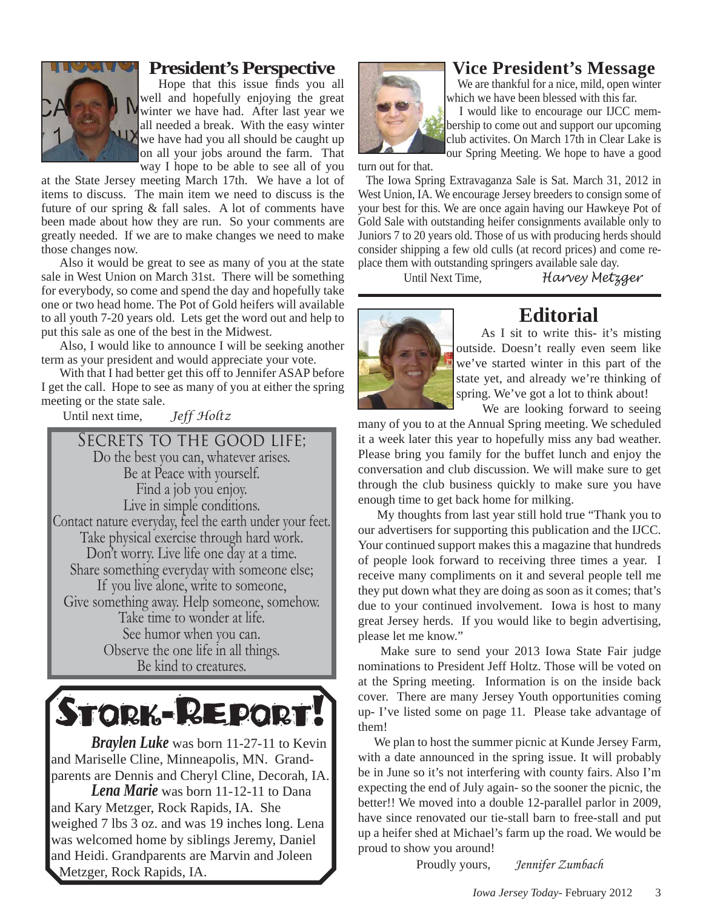## President's Perspective

Hope that this issue finds you all well and hopefully enjoying the great winter we have had. After last year we all needed a break. With the easy winter we have had you all should be caught up on all your jobs around the farm. That way I hope to be able to see all of you at the State Jersey meeting March 17th. We have a lot of items to discuss. The main item we need to discuss is the future of our spring & fall sales. A lot of comments have been made about how they are run. So your comments are greatly needed. If we are to make changes we need to make those changes now.

Also it would be great to see as many of you at the state sale in West Union on March 31st. There will be something for everybody, so come and spend the day and hopefully take one or two head home. The Pot of Gold heifers will available to all youth 7-20 years old. Lets get the word out and help to put this sale as one of the best in the Midwest.

Also, I would like to announce I will be seeking another term as your president and would appreciate your vote.

With that I had better get this off to Jennifer ASAP before I get the call. Hope to see as many of you at either the spring meeting or the state sale.

Until next time, *Jeff Holtz*

### Secrets to the Good Life;

Do the best you can, whatever arises.
Be at Peace with yourself.
Find a job you enjoy.
Live in simple conditions.
Contact nature everyday, feel the earth under your feet.
Take physical exercise through hard work.
Don't worry. Live life one day at a time.
Share something everyday with someone else;
If you live alone, write to someone,
Give something away. Help someone, somehow.
Take time to wonder at life.
See humor when you can.
Observe the one life in all things.
Be kind to creatures.

## Stork-Report!

***Braylen Luke*** was born 11-27-11 to Kevin and Mariselle Cline, Minneapolis, MN. Grandparents are Dennis and Cheryl Cline, Decorah, IA.

***Lena Marie*** was born 11-12-11 to Dana and Kary Metzger, Rock Rapids, IA. She weighed 7 lbs 3 oz. and was 19 inches long. Lena was welcomed home by siblings Jeremy, Daniel and Heidi. Grandparents are Marvin and Joleen Metzger, Rock Rapids, IA.

## Vice President's Message

We are thankful for a nice, mild, open winter which we have been blessed with this far.

I would like to encourage our IJCC membership to come out and support our upcoming club activites. On March 17th in Clear Lake is our Spring Meeting. We hope to have a good turn out for that.

The Iowa Spring Extravaganza Sale is Sat. March 31, 2012 in West Union, IA. We encourage Jersey breeders to consign some of your best for this. We are once again having our Hawkeye Pot of Gold Sale with outstanding heifer consignments available only to Juniors 7 to 20 years old. Those of us with producing herds should consider shipping a few old culls (at record prices) and come replace them with outstanding springers available sale day.

Until Next Time, *Harvey Metzger*

## Editorial

As I sit to write this- it's misting outside. Doesn't really even seem like we've started winter in this part of the state yet, and already we're thinking of spring. We've got a lot to think about!

We are looking forward to seeing many of you to at the Annual Spring meeting. We scheduled it a week later this year to hopefully miss any bad weather. Please bring you family for the buffet lunch and enjoy the conversation and club discussion. We will make sure to get through the club business quickly to make sure you have enough time to get back home for milking.

My thoughts from last year still hold true "Thank you to our advertisers for supporting this publication and the IJCC. Your continued support makes this a magazine that hundreds of people look forward to receiving three times a year. I receive many compliments on it and several people tell me they put down what they are doing as soon as it comes; that's due to your continued involvement. Iowa is host to many great Jersey herds. If you would like to begin advertising, please let me know."

Make sure to send your 2013 Iowa State Fair judge nominations to President Jeff Holtz. Those will be voted on at the Spring meeting. Information is on the inside back cover. There are many Jersey Youth opportunities coming up- I've listed some on page 11. Please take advantage of them!

We plan to host the summer picnic at Kunde Jersey Farm, with a date announced in the spring issue. It will probably be in June so it's not interfering with county fairs. Also I'm expecting the end of July again- so the sooner the picnic, the better!! We moved into a double 12-parallel parlor in 2009, have since renovated our tie-stall barn to free-stall and put up a heifer shed at Michael's farm up the road. We would be proud to show you around!

Proudly yours, *Jennifer Zumbach*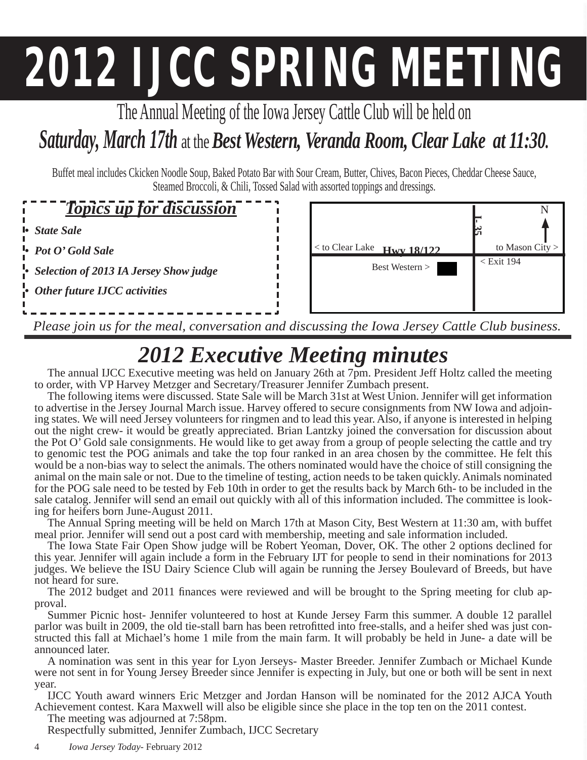# 2012 IJCC SPRING MEETING

The Annual Meeting of the Iowa Jersey Cattle Club will be held on

***Saturday, March 17th*** at the ***Best Western, Veranda Room, Clear Lake at 11:30.***

Buffet meal includes Ckicken Noodle Soup, Baked Potato Bar with Sour Cream, Butter, Chives, Bacon Pieces, Cheddar Cheese Sauce, Steamed Broccoli, & Chili, Tossed Salad with assorted toppings and dressings.

***Topics up for discussion***

- ***State Sale***
- ***Pot O' Gold Sale***
- ***Selection of 2013 IA Jersey Show judge***
- ***Other future IJCC activities***

N
I-35
< to Clear Lake **Hwy 18/122** to Mason City >
Best Western >
< Exit 194

*Please join us for the meal, conversation and discussing the Iowa Jersey Cattle Club business.*

## *2012 Executive Meeting minutes*

The annual IJCC Executive meeting was held on January 26th at 7pm. President Jeff Holtz called the meeting to order, with VP Harvey Metzger and Secretary/Treasurer Jennifer Zumbach present.

The following items were discussed. State Sale will be March 31st at West Union. Jennifer will get information to advertise in the Jersey Journal March issue. Harvey offered to secure consignments from NW Iowa and adjoining states. We will need Jersey volunteers for ringmen and to lead this year. Also, if anyone is interested in helping out the night crew- it would be greatly appreciated. Brian Lantzky joined the conversation for discussion about the Pot O' Gold sale consignments. He would like to get away from a group of people selecting the cattle and try to genomic test the POG animals and take the top four ranked in an area chosen by the committee. He felt this would be a non-bias way to select the animals. The others nominated would have the choice of still consigning the animal on the main sale or not. Due to the timeline of testing, action needs to be taken quickly. Animals nominated for the POG sale need to be tested by Feb 10th in order to get the results back by March 6th- to be included in the sale catalog. Jennifer will send an email out quickly with all of this information included. The committee is looking for heifers born June-August 2011.

The Annual Spring meeting will be held on March 17th at Mason City, Best Western at 11:30 am, with buffet meal prior. Jennifer will send out a post card with membership, meeting and sale information included.

The Iowa State Fair Open Show judge will be Robert Yeoman, Dover, OK. The other 2 options declined for this year. Jennifer will again include a form in the February IJT for people to send in their nominations for 2013 judges. We believe the ISU Dairy Science Club will again be running the Jersey Boulevard of Breeds, but have not heard for sure.

The 2012 budget and 2011 finances were reviewed and will be brought to the Spring meeting for club approval.

Summer Picnic host- Jennifer volunteered to host at Kunde Jersey Farm this summer. A double 12 parallel parlor was built in 2009, the old tie-stall barn has been retrofitted into free-stalls, and a heifer shed was just constructed this fall at Michael's home 1 mile from the main farm. It will probably be held in June- a date will be announced later.

A nomination was sent in this year for Lyon Jerseys- Master Breeder. Jennifer Zumbach or Michael Kunde were not sent in for Young Jersey Breeder since Jennifer is expecting in July, but one or both will be sent in next year.

IJCC Youth award winners Eric Metzger and Jordan Hanson will be nominated for the 2012 AJCA Youth Achievement contest. Kara Maxwell will also be eligible since she place in the top ten on the 2011 contest.

The meeting was adjourned at 7:58pm.

Respectfully submitted, Jennifer Zumbach, IJCC Secretary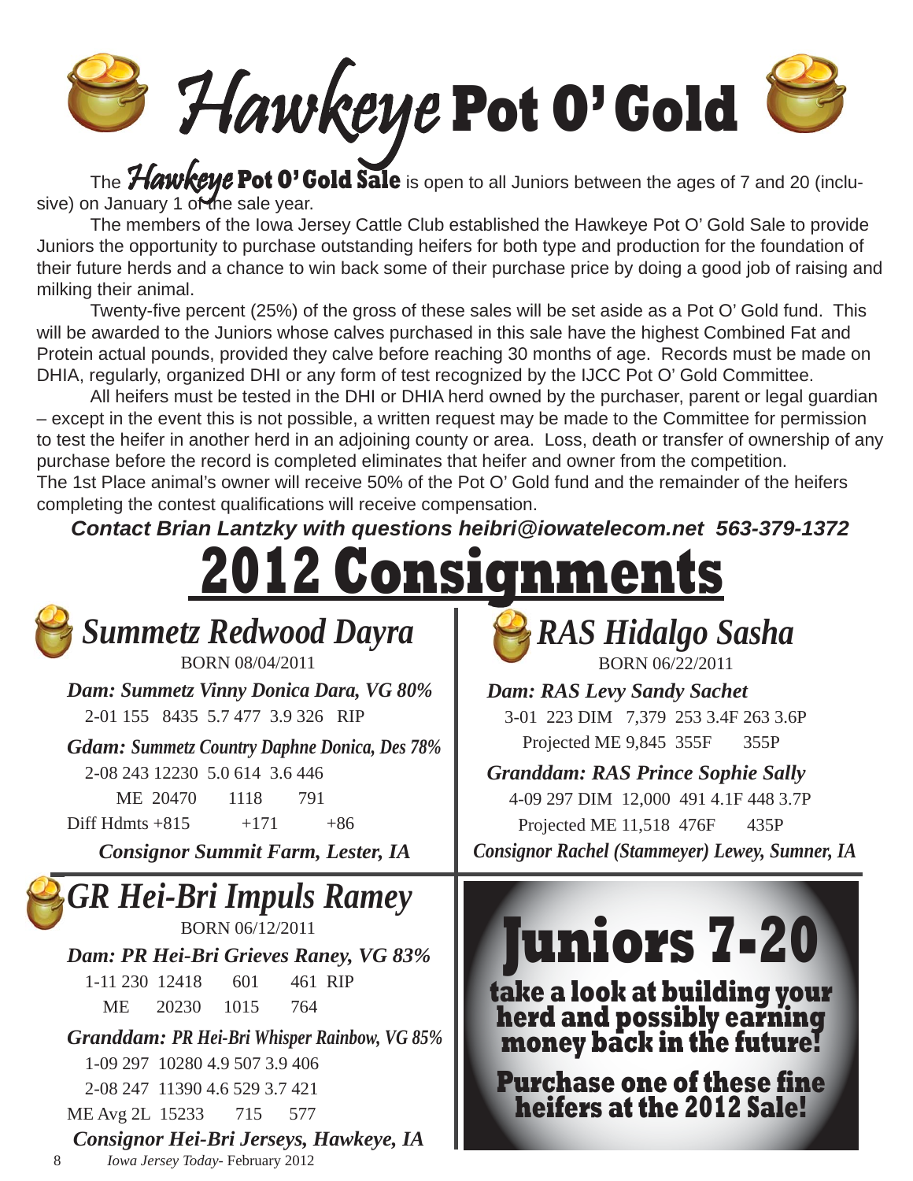# Hawkeye Pot O' Gold

The **Hawkeye Pot O' Gold Sale** is open to all Juniors between the ages of 7 and 20 (inclusive) on January 1 of the sale year.

The members of the Iowa Jersey Cattle Club established the Hawkeye Pot O' Gold Sale to provide Juniors the opportunity to purchase outstanding heifers for both type and production for the foundation of their future herds and a chance to win back some of their purchase price by doing a good job of raising and milking their animal.

Twenty-five percent (25%) of the gross of these sales will be set aside as a Pot O' Gold fund. This will be awarded to the Juniors whose calves purchased in this sale have the highest Combined Fat and Protein actual pounds, provided they calve before reaching 30 months of age. Records must be made on DHIA, regularly, organized DHI or any form of test recognized by the IJCC Pot O' Gold Committee.

All heifers must be tested in the DHI or DHIA herd owned by the purchaser, parent or legal guardian – except in the event this is not possible, a written request may be made to the Committee for permission to test the heifer in another herd in an adjoining county or area. Loss, death or transfer of ownership of any purchase before the record is completed eliminates that heifer and owner from the competition.
The 1st Place animal's owner will receive 50% of the Pot O' Gold fund and the remainder of the heifers completing the contest qualifications will receive compensation.

***Contact Brian Lantzky with questions heibri@iowatelecom.net 563-379-1372***

# 2012 Consignments

## *Summetz Redwood Dayra*

BORN 08/04/2011

***Dam: Summetz Vinny Donica Dara, VG 80%***

2-01 155 8435 5.7 477 3.9 326 RIP

***Gdam: Summetz Country Daphne Donica, Des 78%***

2-08 243 12230 5.0 614 3.6 446

ME 20470 1118 791

Diff Hdmts +815 +171 +86

***Consignor Summit Farm, Lester, IA***

## *GR Hei-Bri Impuls Ramey*

BORN 06/12/2011

***Dam: PR Hei-Bri Grieves Raney, VG 83%***

1-11 230 12418 601 461 RIP

ME 20230 1015 764

***Granddam: PR Hei-Bri Whisper Rainbow, VG 85%***

1-09 297 10280 4.9 507 3.9 406

2-08 247 11390 4.6 529 3.7 421

ME Avg 2L 15233 715 577

***Consignor Hei-Bri Jerseys, Hawkeye, IA***

## *RAS Hidalgo Sasha*

BORN 06/22/2011

***Dam: RAS Levy Sandy Sachet***

3-01 223 DIM 7,379 253 3.4F 263 3.6P

Projected ME 9,845 355F 355P

***Granddam: RAS Prince Sophie Sally***

4-09 297 DIM 12,000 491 4.1F 448 3.7P

Projected ME 11,518 476F 435P

***Consignor Rachel (Stammeyer) Lewey, Sumner, IA***

## Juniors 7-20

**take a look at building your herd and possibly earning money back in the future!**

**Purchase one of these fine heifers at the 2012 Sale!**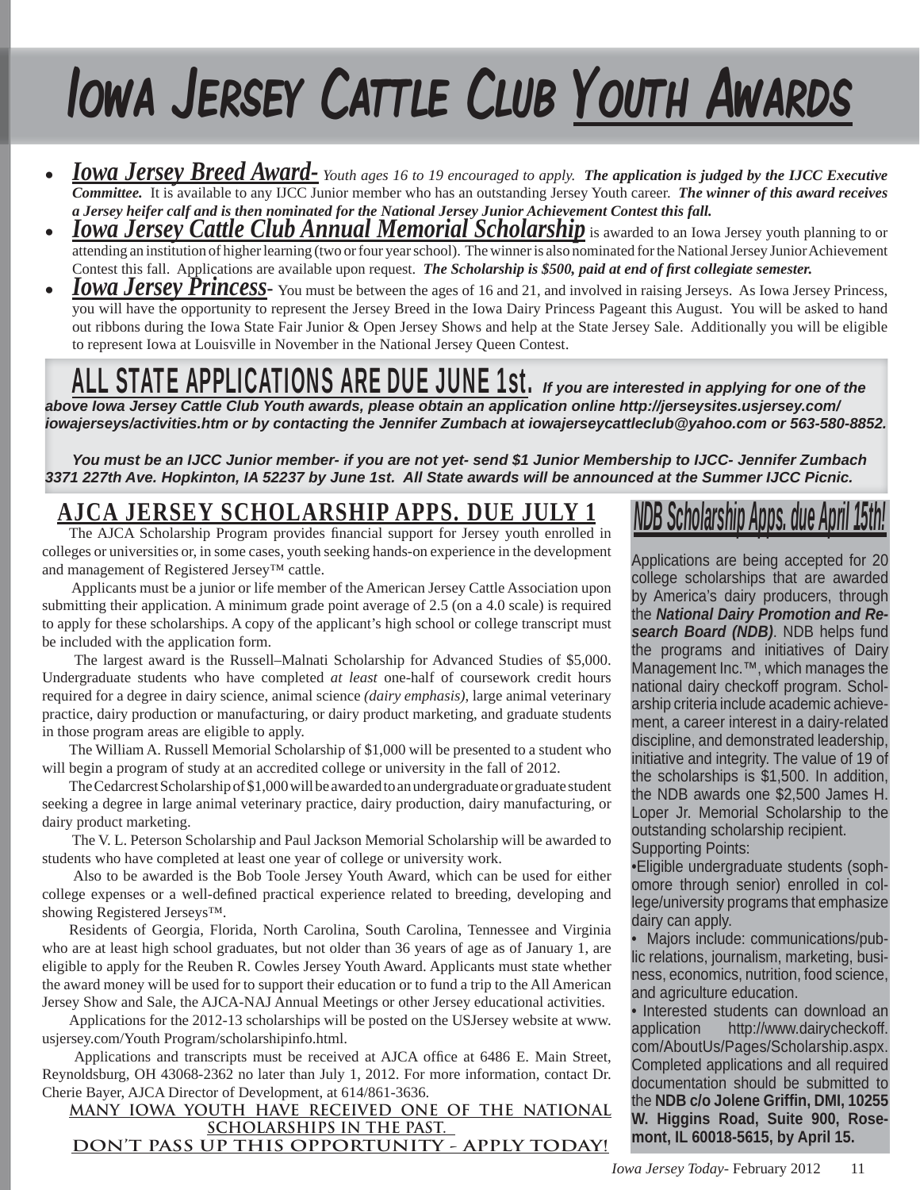# Iowa Jersey Cattle Club Youth Awards

- ***Iowa Jersey Breed Award-*** *Youth ages 16 to 19 encouraged to apply.* ***The application is judged by the IJCC Executive Committee.*** It is available to any IJCC Junior member who has an outstanding Jersey Youth career. ***The winner of this award receives a Jersey heifer calf and is then nominated for the National Jersey Junior Achievement Contest this fall.***
- ***Iowa Jersey Cattle Club Annual Memorial Scholarship*** is awarded to an Iowa Jersey youth planning to or attending an institution of higher learning (two or four year school). The winner is also nominated for the National Jersey Junior Achievement Contest this fall. Applications are available upon request. ***The Scholarship is $500, paid at end of first collegiate semester.***
- ***Iowa Jersey Princess***- You must be between the ages of 16 and 21, and involved in raising Jerseys. As Iowa Jersey Princess, you will have the opportunity to represent the Jersey Breed in the Iowa Dairy Princess Pageant this August. You will be asked to hand out ribbons during the Iowa State Fair Junior & Open Jersey Shows and help at the State Jersey Sale. Additionally you will be eligible to represent Iowa at Louisville in November in the National Jersey Queen Contest.

**ALL STATE APPLICATIONS ARE DUE JUNE 1st.** ***If you are interested in applying for one of the above Iowa Jersey Cattle Club Youth awards, please obtain an application online http://jerseysites.usjersey.com/iowajerseys/activities.htm or by contacting the Jennifer Zumbach at iowajerseycattleclub@yahoo.com or 563-580-8852.***

***You must be an IJCC Junior member- if you are not yet- send $1 Junior Membership to IJCC- Jennifer Zumbach 3371 227th Ave. Hopkinton, IA 52237 by June 1st. All State awards will be announced at the Summer IJCC Picnic.***

## AJCA JERSEY SCHOLARSHIP APPS. DUE JULY 1

The AJCA Scholarship Program provides financial support for Jersey youth enrolled in colleges or universities or, in some cases, youth seeking hands-on experience in the development and management of Registered Jersey™ cattle.

Applicants must be a junior or life member of the American Jersey Cattle Association upon submitting their application. A minimum grade point average of 2.5 (on a 4.0 scale) is required to apply for these scholarships. A copy of the applicant's high school or college transcript must be included with the application form.

The largest award is the Russell–Malnati Scholarship for Advanced Studies of $5,000. Undergraduate students who have completed *at least* one-half of coursework credit hours required for a degree in dairy science, animal science *(dairy emphasis)*, large animal veterinary practice, dairy production or manufacturing, or dairy product marketing, and graduate students in those program areas are eligible to apply.

The William A. Russell Memorial Scholarship of $1,000 will be presented to a student who will begin a program of study at an accredited college or university in the fall of 2012.

The Cedarcrest Scholarship of $1,000 will be awarded to an undergraduate or graduate student seeking a degree in large animal veterinary practice, dairy production, dairy manufacturing, or dairy product marketing.

The V. L. Peterson Scholarship and Paul Jackson Memorial Scholarship will be awarded to students who have completed at least one year of college or university work.

Also to be awarded is the Bob Toole Jersey Youth Award, which can be used for either college expenses or a well-defined practical experience related to breeding, developing and showing Registered Jerseys™.

Residents of Georgia, Florida, North Carolina, South Carolina, Tennessee and Virginia who are at least high school graduates, but not older than 36 years of age as of January 1, are eligible to apply for the Reuben R. Cowles Jersey Youth Award. Applicants must state whether the award money will be used for to support their education or to fund a trip to the All American Jersey Show and Sale, the AJCA-NAJ Annual Meetings or other Jersey educational activities.

Applications for the 2012-13 scholarships will be posted on the USJersey website at www.usjersey.com/Youth Program/scholarshipinfo.html.

Applications and transcripts must be received at AJCA office at 6486 E. Main Street, Reynoldsburg, OH 43068-2362 no later than July 1, 2012. For more information, contact Dr. Cherie Bayer, AJCA Director of Development, at 614/861-3636.

**MANY IOWA YOUTH HAVE RECEIVED ONE OF THE NATIONAL SCHOLARSHIPS IN THE PAST.**

**DON'T PASS UP THIS OPPORTUNITY - APPLY TODAY!**

## NDB Scholarship Apps. due April 15th!

Applications are being accepted for 20 college scholarships that are awarded by America's dairy producers, through the ***National Dairy Promotion and Research Board (NDB)***. NDB helps fund the programs and initiatives of Dairy Management Inc.™, which manages the national dairy checkoff program. Scholarship criteria include academic achievement, a career interest in a dairy-related discipline, and demonstrated leadership, initiative and integrity. The value of 19 of the scholarships is $1,500. In addition, the NDB awards one $2,500 James H. Loper Jr. Memorial Scholarship to the outstanding scholarship recipient.

Supporting Points:

- Eligible undergraduate students (sophomore through senior) enrolled in college/university programs that emphasize dairy can apply.
- Majors include: communications/public relations, journalism, marketing, business, economics, nutrition, food science, and agriculture education.
- Interested students can download an application http://www.dairycheckoff.com/AboutUs/Pages/Scholarship.aspx. Completed applications and all required documentation should be submitted to the **NDB c/o Jolene Griffin, DMI, 10255 W. Higgins Road, Suite 900, Rosemont, IL 60018-5615, by April 15.**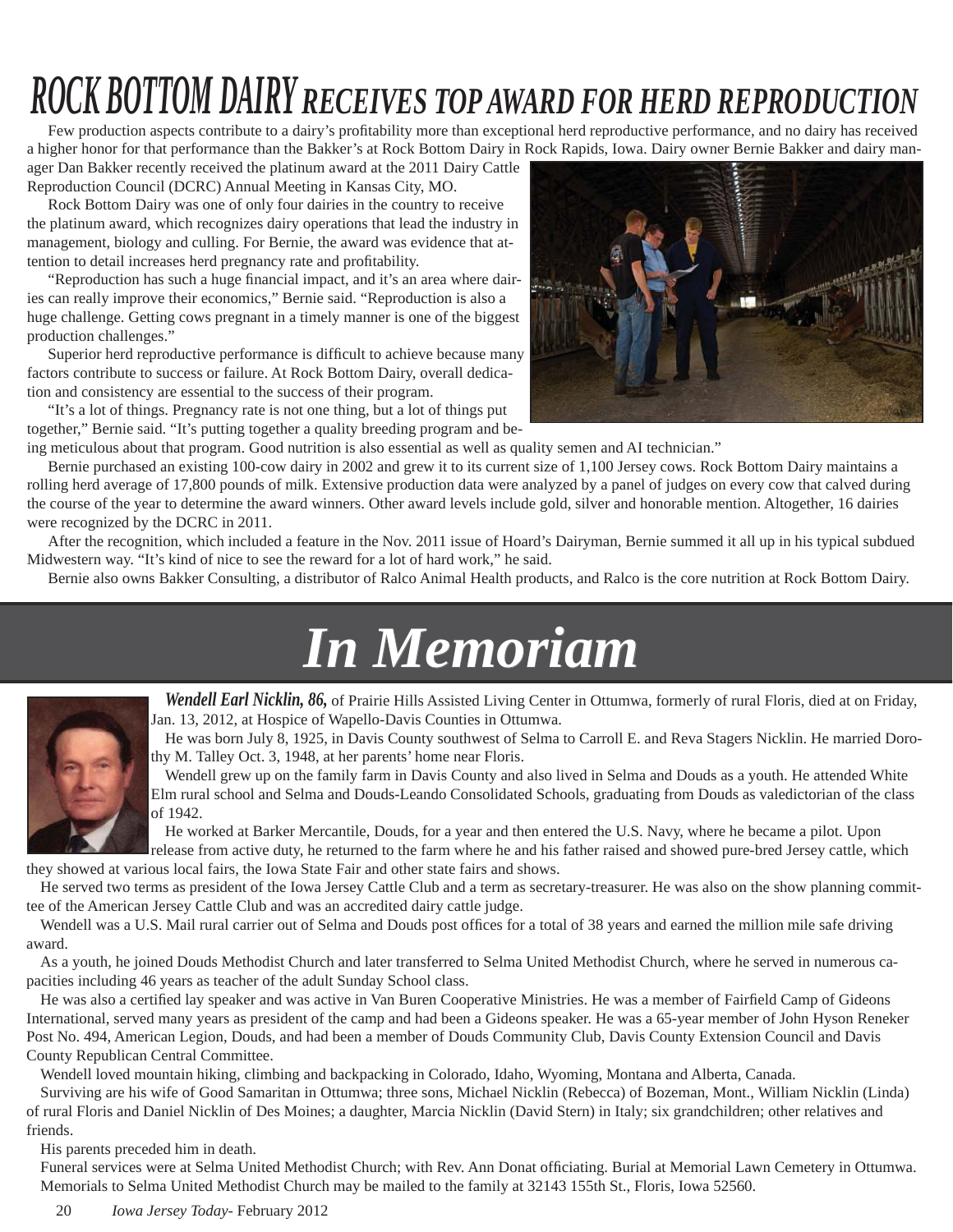# ROCK BOTTOM DAIRY RECEIVES TOP AWARD FOR HERD REPRODUCTION

Few production aspects contribute to a dairy's profitability more than exceptional herd reproductive performance, and no dairy has received a higher honor for that performance than the Bakker's at Rock Bottom Dairy in Rock Rapids, Iowa. Dairy owner Bernie Bakker and dairy manager Dan Bakker recently received the platinum award at the 2011 Dairy Cattle Reproduction Council (DCRC) Annual Meeting in Kansas City, MO.

Rock Bottom Dairy was one of only four dairies in the country to receive the platinum award, which recognizes dairy operations that lead the industry in management, biology and culling. For Bernie, the award was evidence that attention to detail increases herd pregnancy rate and profitability.

"Reproduction has such a huge financial impact, and it's an area where dairies can really improve their economics," Bernie said. "Reproduction is also a huge challenge. Getting cows pregnant in a timely manner is one of the biggest production challenges."

Superior herd reproductive performance is difficult to achieve because many factors contribute to success or failure. At Rock Bottom Dairy, overall dedication and consistency are essential to the success of their program.

"It's a lot of things. Pregnancy rate is not one thing, but a lot of things put together," Bernie said. "It's putting together a quality breeding program and being meticulous about that program. Good nutrition is also essential as well as quality semen and AI technician."

Bernie purchased an existing 100-cow dairy in 2002 and grew it to its current size of 1,100 Jersey cows. Rock Bottom Dairy maintains a rolling herd average of 17,800 pounds of milk. Extensive production data were analyzed by a panel of judges on every cow that calved during the course of the year to determine the award winners. Other award levels include gold, silver and honorable mention. Altogether, 16 dairies were recognized by the DCRC in 2011.

After the recognition, which included a feature in the Nov. 2011 issue of Hoard's Dairyman, Bernie summed it all up in his typical subdued Midwestern way. "It's kind of nice to see the reward for a lot of hard work," he said.

Bernie also owns Bakker Consulting, a distributor of Ralco Animal Health products, and Ralco is the core nutrition at Rock Bottom Dairy.

# *In Memoriam*

***Wendell Earl Nicklin, 86,*** of Prairie Hills Assisted Living Center in Ottumwa, formerly of rural Floris, died at on Friday, Jan. 13, 2012, at Hospice of Wapello-Davis Counties in Ottumwa.

He was born July 8, 1925, in Davis County southwest of Selma to Carroll E. and Reva Stagers Nicklin. He married Dorothy M. Talley Oct. 3, 1948, at her parents' home near Floris.

Wendell grew up on the family farm in Davis County and also lived in Selma and Douds as a youth. He attended White Elm rural school and Selma and Douds-Leando Consolidated Schools, graduating from Douds as valedictorian of the class of 1942.

He worked at Barker Mercantile, Douds, for a year and then entered the U.S. Navy, where he became a pilot. Upon release from active duty, he returned to the farm where he and his father raised and showed pure-bred Jersey cattle, which they showed at various local fairs, the Iowa State Fair and other state fairs and shows.

He served two terms as president of the Iowa Jersey Cattle Club and a term as secretary-treasurer. He was also on the show planning committee of the American Jersey Cattle Club and was an accredited dairy cattle judge.

Wendell was a U.S. Mail rural carrier out of Selma and Douds post offices for a total of 38 years and earned the million mile safe driving award.

As a youth, he joined Douds Methodist Church and later transferred to Selma United Methodist Church, where he served in numerous capacities including 46 years as teacher of the adult Sunday School class.

He was also a certified lay speaker and was active in Van Buren Cooperative Ministries. He was a member of Fairfield Camp of Gideons International, served many years as president of the camp and had been a Gideons speaker. He was a 65-year member of John Hyson Reneker Post No. 494, American Legion, Douds, and had been a member of Douds Community Club, Davis County Extension Council and Davis County Republican Central Committee.

Wendell loved mountain hiking, climbing and backpacking in Colorado, Idaho, Wyoming, Montana and Alberta, Canada.

Surviving are his wife of Good Samaritan in Ottumwa; three sons, Michael Nicklin (Rebecca) of Bozeman, Mont., William Nicklin (Linda) of rural Floris and Daniel Nicklin of Des Moines; a daughter, Marcia Nicklin (David Stern) in Italy; six grandchildren; other relatives and friends.

His parents preceded him in death.

Funeral services were at Selma United Methodist Church; with Rev. Ann Donat officiating. Burial at Memorial Lawn Cemetery in Ottumwa.

Memorials to Selma United Methodist Church may be mailed to the family at 32143 155th St., Floris, Iowa 52560.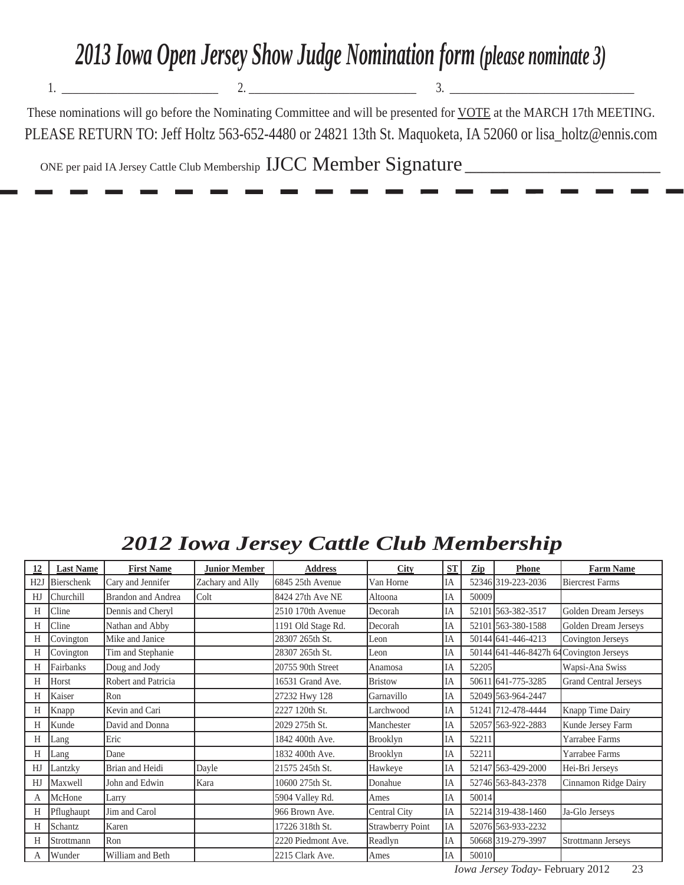# 2013 Iowa Open Jersey Show Judge Nomination form *(please nominate 3)*

1. ______________________ 2. ______________________ 3. ______________________

These nominations will go before the Nominating Committee and will be presented for VOTE at the MARCH 17th MEETING.

PLEASE RETURN TO: Jeff Holtz 563-652-4480 or 24821 13th St. Maquoketa, IA 52060 or lisa_holtz@ennis.com

ONE per paid IA Jersey Cattle Club Membership IJCC Member Signature ______________________

## *2012 Iowa Jersey Cattle Club Membership*

| 12 | Last Name | First Name | Junior Member | Address | City | ST | Zip | Phone | Farm Name |
|---|---|---|---|---|---|---|---|---|---|
| H2J | Bierschenk | Cary and Jennifer | Zachary and Ally | 6845 25th Avenue | Van Horne | IA | 52346 | 319-223-2036 | Biercrest Farms |
| HJ | Churchill | Brandon and Andrea | Colt | 8424 27th Ave NE | Altoona | IA | 50009 | | |
| H | Cline | Dennis and Cheryl | | 2510 170th Avenue | Decorah | IA | 52101 | 563-382-3517 | Golden Dream Jerseys |
| H | Cline | Nathan and Abby | | 1191 Old Stage Rd. | Decorah | IA | 52101 | 563-380-1588 | Golden Dream Jerseys |
| H | Covington | Mike and Janice | | 28307 265th St. | Leon | IA | 50144 | 641-446-4213 | Covington Jerseys |
| H | Covington | Tim and Stephanie | | 28307 265th St. | Leon | IA | 50144 | 641-446-8427h 64 | Covington Jerseys |
| H | Fairbanks | Doug and Jody | | 20755 90th Street | Anamosa | IA | 52205 | | Wapsi-Ana Swiss |
| H | Horst | Robert and Patricia | | 16531 Grand Ave. | Bristow | IA | 50611 | 641-775-3285 | Grand Central Jerseys |
| H | Kaiser | Ron | | 27232 Hwy 128 | Garnavillo | IA | 52049 | 563-964-2447 | |
| H | Knapp | Kevin and Cari | | 2227 120th St. | Larchwood | IA | 51241 | 712-478-4444 | Knapp Time Dairy |
| H | Kunde | David and Donna | | 2029 275th St. | Manchester | IA | 52057 | 563-922-2883 | Kunde Jersey Farm |
| H | Lang | Eric | | 1842 400th Ave. | Brooklyn | IA | 52211 | | Yarrabee Farms |
| H | Lang | Dane | | 1832 400th Ave. | Brooklyn | IA | 52211 | | Yarrabee Farms |
| HJ | Lantzky | Brian and Heidi | Dayle | 21575 245th St. | Hawkeye | IA | 52147 | 563-429-2000 | Hei-Bri Jerseys |
| HJ | Maxwell | John and Edwin | Kara | 10600 275th St. | Donahue | IA | 52746 | 563-843-2378 | Cinnamon Ridge Dairy |
| A | McHone | Larry | | 5904 Valley Rd. | Ames | IA | 50014 | | |
| H | Pflughaupt | Jim and Carol | | 966 Brown Ave. | Central City | IA | 52214 | 319-438-1460 | Ja-Glo Jerseys |
| H | Schantz | Karen | | 17226 318th St. | Strawberry Point | IA | 52076 | 563-933-2232 | |
| H | Strottmann | Ron | | 2220 Piedmont Ave. | Readlyn | IA | 50668 | 319-279-3997 | Strottmann Jerseys |
| A | Wunder | William and Beth | | 2215 Clark Ave. | Ames | IA | 50010 | | |